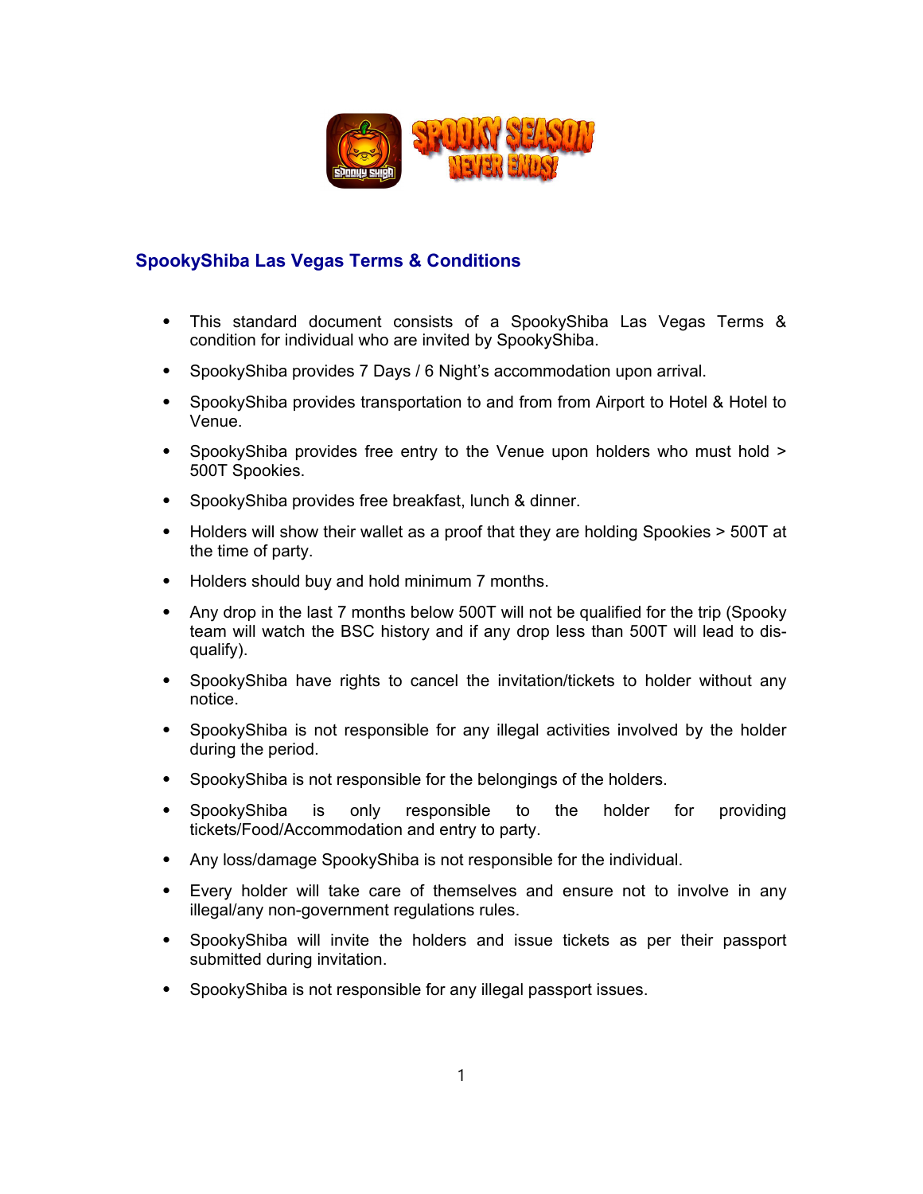## SpookyShiba Las Vegas Terms & Conditions

- This standard document consists of a SpookyShiba Las Vegas Terms & condition for individual who are invited by SpookyShiba.
- SpookyShiba provides 7 Days / 6 Night's accommodation upon arrival.
- SpookyShiba provides transportation to and from from Airport to Hotel & Hotel to Venue.
- SpookyShiba provides free entry to the Venue upon holders who must hold > 500T Spookies.
- SpookyShiba provides free breakfast, lunch & dinner.
- Holders will show their wallet as a proof that they are holding Spookies > 500T at the time of party.
- Holders should buy and hold minimum 7 months.
- Any drop in the last 7 months below 500T will not be qualified for the trip (Spooky team will watch the BSC history and if any drop less than 500T will lead to dis-qualify).
- SpookyShiba have rights to cancel the invitation/tickets to holder without any notice.
- SpookyShiba is not responsible for any illegal activities involved by the holder during the period.
- SpookyShiba is not responsible for the belongings of the holders.
- SpookyShiba is only responsible to the holder for providing tickets/Food/Accommodation and entry to party.
- Any loss/damage SpookyShiba is not responsible for the individual.
- Every holder will take care of themselves and ensure not to involve in any illegal/any non-government regulations rules.
- SpookyShiba will invite the holders and issue tickets as per their passport submitted during invitation.
- SpookyShiba is not responsible for any illegal passport issues.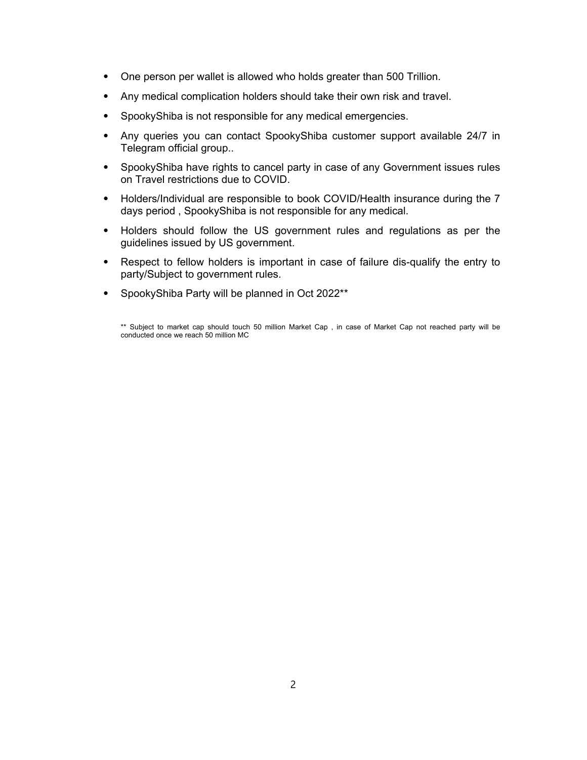- One person per wallet is allowed who holds greater than 500 Trillion.
- Any medical complication holders should take their own risk and travel.
- SpookyShiba is not responsible for any medical emergencies.
- Any queries you can contact SpookyShiba customer support available 24/7 in Telegram official group..
- SpookyShiba have rights to cancel party in case of any Government issues rules on Travel restrictions due to COVID.
- Holders/Individual are responsible to book COVID/Health insurance during the 7 days period , SpookyShiba is not responsible for any medical.
- Holders should follow the US government rules and regulations as per the guidelines issued by US government.
- Respect to fellow holders is important in case of failure dis-qualify the entry to party/Subject to government rules.
- SpookyShiba Party will be planned in Oct 2022**

** Subject to market cap should touch 50 million Market Cap , in case of Market Cap not reached party will be conducted once we reach 50 million MC